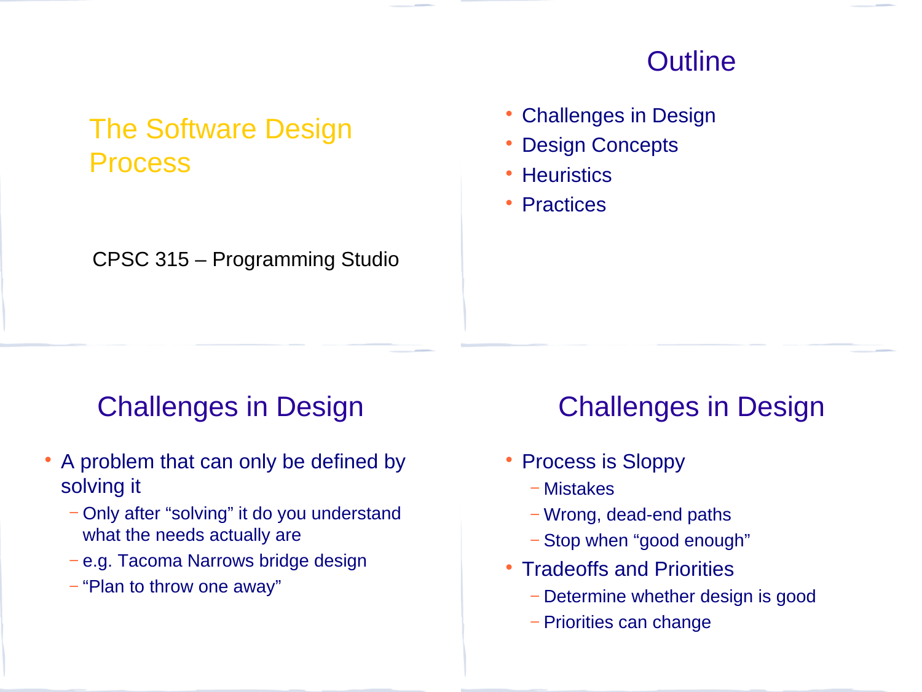# The Software Design Process

CPSC 315 – Programming Studio

## Outline

- Challenges in Design
- Design Concepts
- Heuristics
- Practices

## Challenges in Design

- A problem that can only be defined by solving it
  - Only after "solving" it do you understand what the needs actually are
  - e.g. Tacoma Narrows bridge design
  - "Plan to throw one away"

## Challenges in Design

- Process is Sloppy
  - Mistakes
  - Wrong, dead-end paths
  - Stop when "good enough"
- Tradeoffs and Priorities
  - Determine whether design is good
  - Priorities can change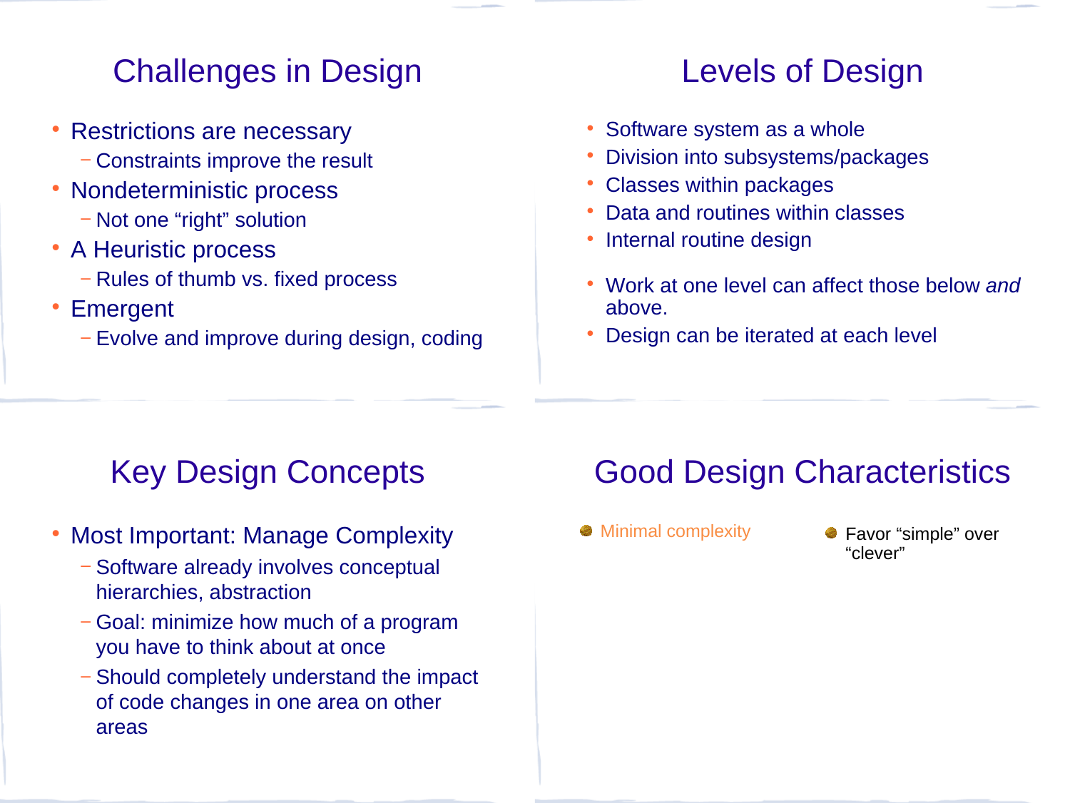## Challenges in Design

- Restrictions are necessary
  - Constraints improve the result
- Nondeterministic process
  - Not one “right” solution
- A Heuristic process
  - Rules of thumb vs. fixed process
- Emergent
  - Evolve and improve during design, coding

## Levels of Design

- Software system as a whole
- Division into subsystems/packages
- Classes within packages
- Data and routines within classes
- Internal routine design

- Work at one level can affect those below *and* above.
- Design can be iterated at each level

## Key Design Concepts

- Most Important: Manage Complexity
  - Software already involves conceptual hierarchies, abstraction
  - Goal: minimize how much of a program you have to think about at once
  - Should completely understand the impact of code changes in one area on other areas

## Good Design Characteristics

- Minimal complexity
- Favor “simple” over “clever”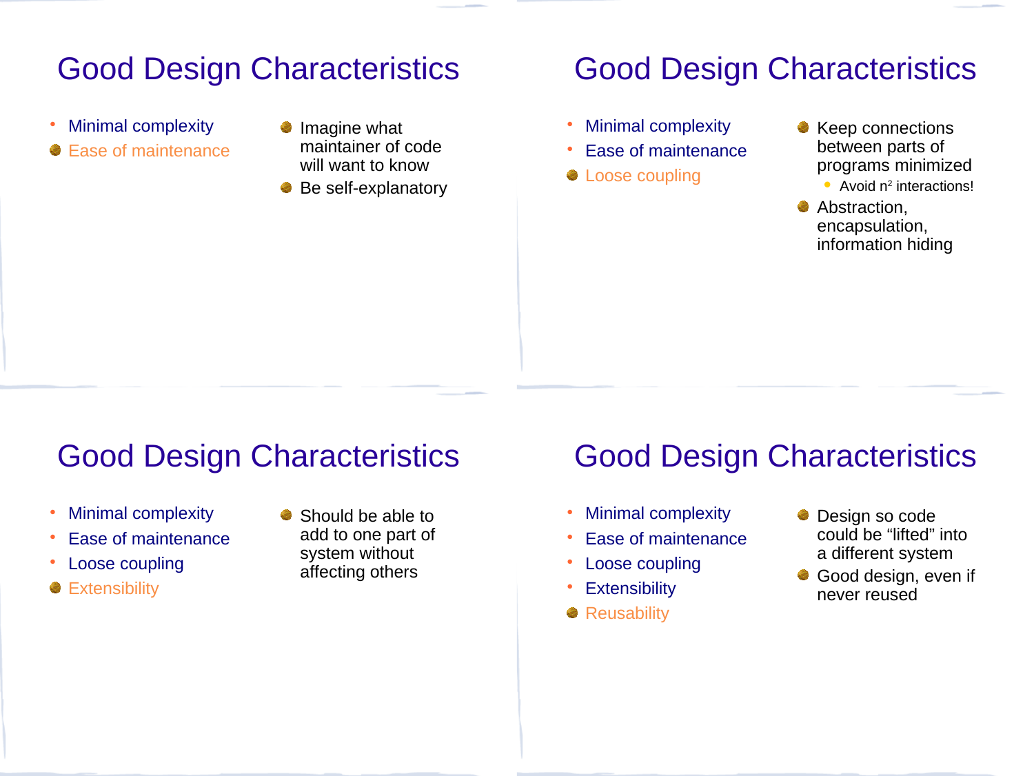# Good Design Characteristics

- Minimal complexity
- Ease of maintenance

- Imagine what maintainer of code will want to know
- Be self-explanatory

# Good Design Characteristics

- Minimal complexity
- Ease of maintenance
- Loose coupling

- Keep connections between parts of programs minimized
  - Avoid $n^2$ interactions!
- Abstraction, encapsulation, information hiding

# Good Design Characteristics

- Minimal complexity
- Ease of maintenance
- Loose coupling
- Extensibility

- Should be able to add to one part of system without affecting others

# Good Design Characteristics

- Minimal complexity
- Ease of maintenance
- Loose coupling
- Extensibility
- Reusability

- Design so code could be “lifted” into a different system
- Good design, even if never reused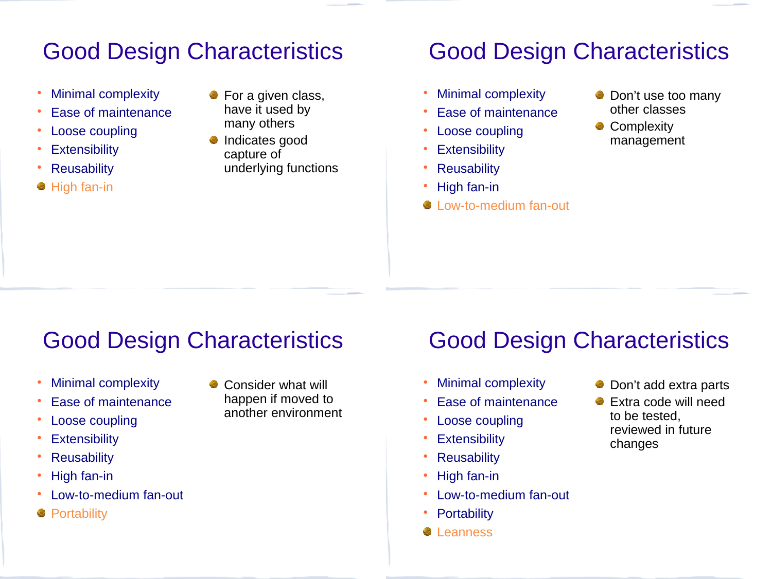## Good Design Characteristics

- Minimal complexity
- Ease of maintenance
- Loose coupling
- Extensibility
- Reusability
- High fan-in

- For a given class, have it used by many others
- Indicates good capture of underlying functions

## Good Design Characteristics

- Minimal complexity
- Ease of maintenance
- Loose coupling
- Extensibility
- Reusability
- High fan-in
- Low-to-medium fan-out

- Don't use too many other classes
- Complexity management

## Good Design Characteristics

- Minimal complexity
- Ease of maintenance
- Loose coupling
- Extensibility
- Reusability
- High fan-in
- Low-to-medium fan-out
- Portability

- Consider what will happen if moved to another environment

## Good Design Characteristics

- Minimal complexity
- Ease of maintenance
- Loose coupling
- Extensibility
- Reusability
- High fan-in
- Low-to-medium fan-out
- Portability
- Leanness

- Don't add extra parts
- Extra code will need to be tested, reviewed in future changes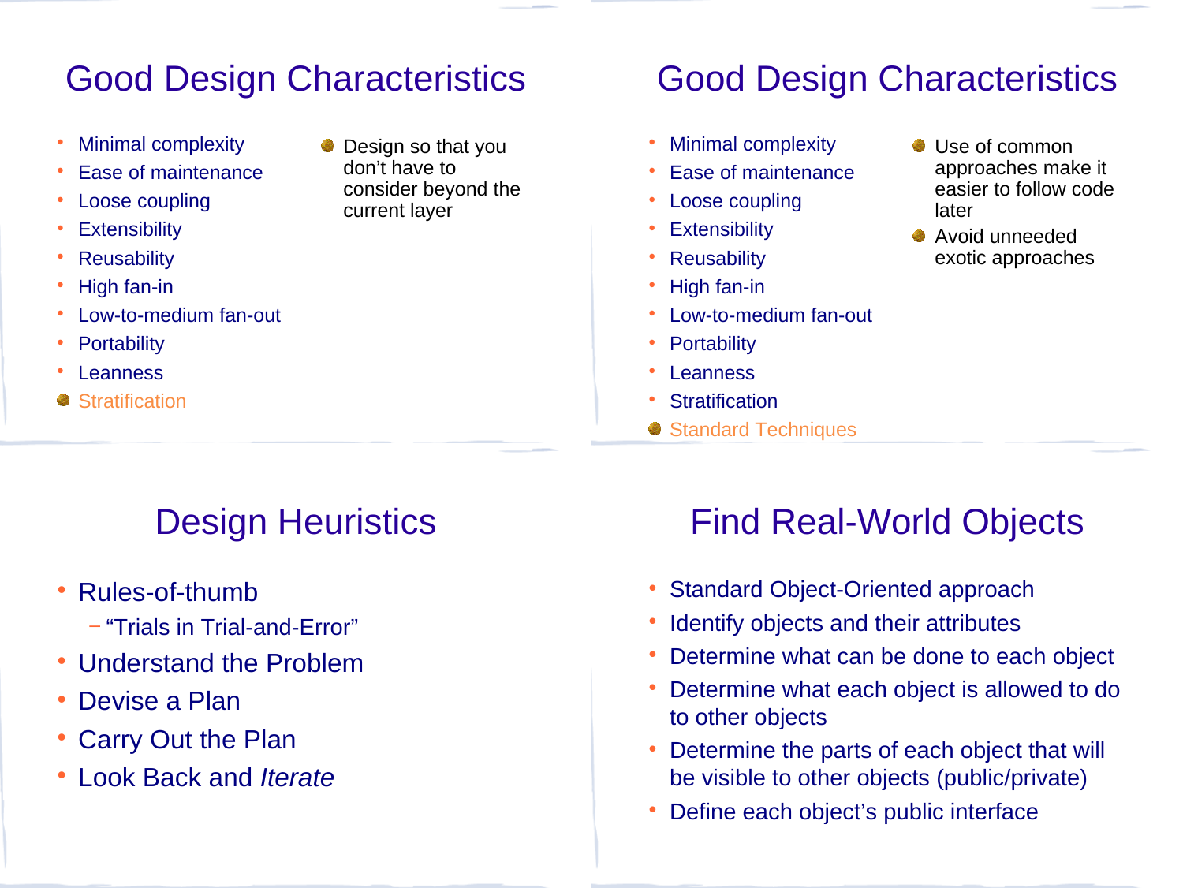## Good Design Characteristics

- Minimal complexity
- Ease of maintenance
- Loose coupling
- Extensibility
- Reusability
- High fan-in
- Low-to-medium fan-out
- Portability
- Leanness
- Stratification

- Design so that you don't have to consider beyond the current layer

## Good Design Characteristics

- Minimal complexity
- Ease of maintenance
- Loose coupling
- Extensibility
- Reusability
- High fan-in
- Low-to-medium fan-out
- Portability
- Leanness
- Stratification
- Standard Techniques

- Use of common approaches make it easier to follow code later
- Avoid unneeded exotic approaches

## Design Heuristics

- Rules-of-thumb
  - "Trials in Trial-and-Error"
- Understand the Problem
- Devise a Plan
- Carry Out the Plan
- Look Back and *Iterate*

## Find Real-World Objects

- Standard Object-Oriented approach
- Identify objects and their attributes
- Determine what can be done to each object
- Determine what each object is allowed to do to other objects
- Determine the parts of each object that will be visible to other objects (public/private)
- Define each object's public interface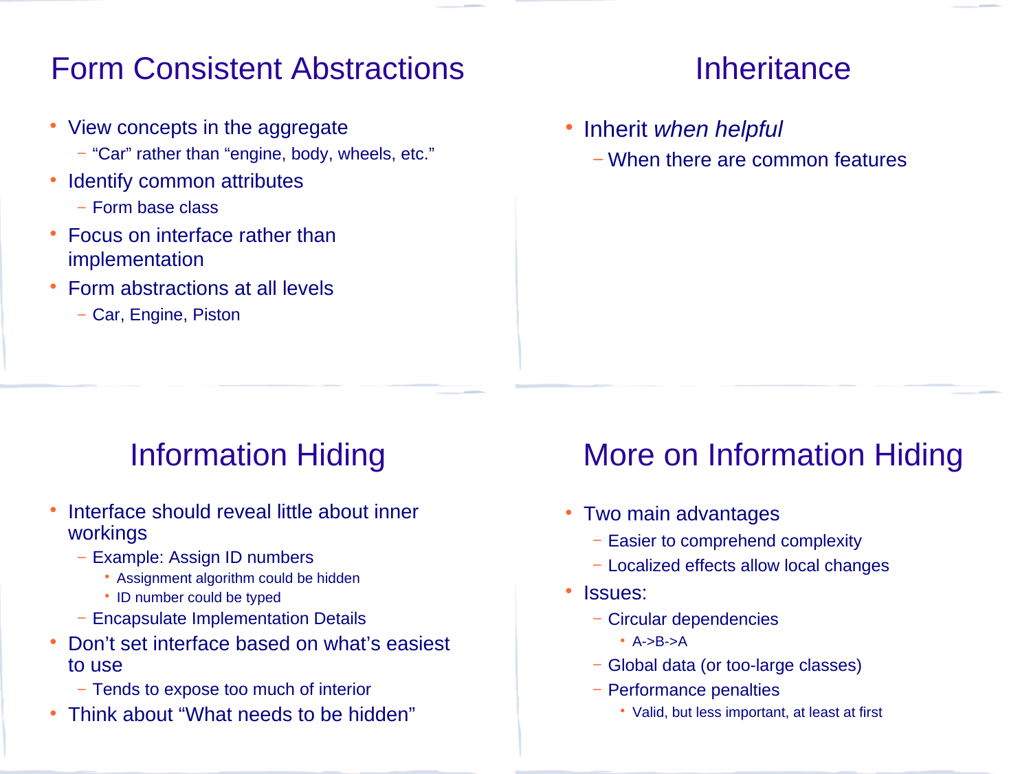## Form Consistent Abstractions

- View concepts in the aggregate
  - "Car" rather than "engine, body, wheels, etc."
- Identify common attributes
  - Form base class
- Focus on interface rather than implementation
- Form abstractions at all levels
  - Car, Engine, Piston

## Inheritance

- Inherit *when helpful*
  - When there are common features

## Information Hiding

- Interface should reveal little about inner workings
  - Example: Assign ID numbers
    - Assignment algorithm could be hidden
    - ID number could be typed
  - Encapsulate Implementation Details
- Don't set interface based on what's easiest to use
  - Tends to expose too much of interior
- Think about "What needs to be hidden"

## More on Information Hiding

- Two main advantages
  - Easier to comprehend complexity
  - Localized effects allow local changes
- Issues:
  - Circular dependencies
    - A->B->A
  - Global data (or too-large classes)
  - Performance penalties
    - Valid, but less important, at least at first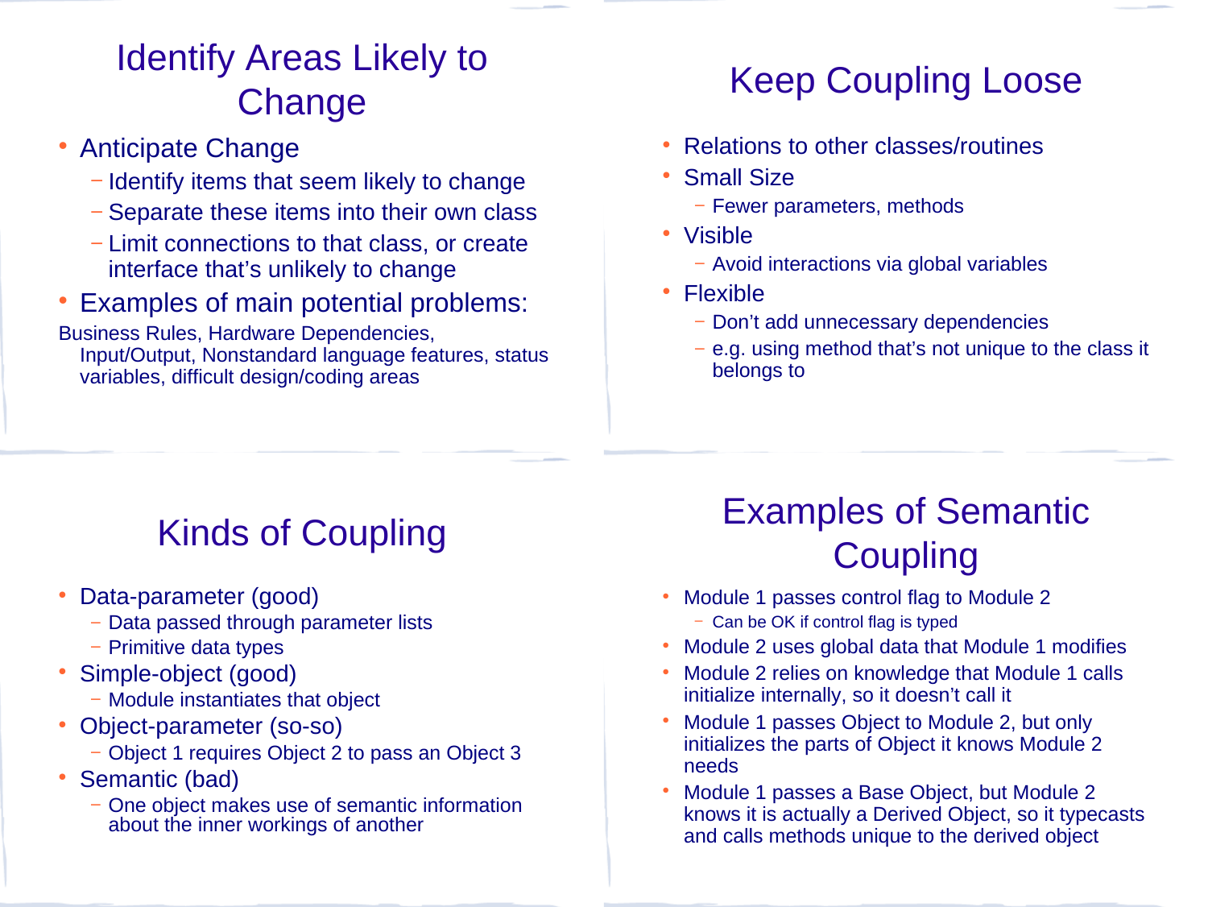## Identify Areas Likely to Change

- Anticipate Change
  - Identify items that seem likely to change
  - Separate these items into their own class
  - Limit connections to that class, or create interface that's unlikely to change
- Examples of main potential problems:

Business Rules, Hardware Dependencies, Input/Output, Nonstandard language features, status variables, difficult design/coding areas

## Keep Coupling Loose

- Relations to other classes/routines
- Small Size
  - Fewer parameters, methods
- Visible
  - Avoid interactions via global variables
- Flexible
  - Don't add unnecessary dependencies
  - e.g. using method that's not unique to the class it belongs to

## Kinds of Coupling

- Data-parameter (good)
  - Data passed through parameter lists
  - Primitive data types
- Simple-object (good)
  - Module instantiates that object
- Object-parameter (so-so)
  - Object 1 requires Object 2 to pass an Object 3
- Semantic (bad)
  - One object makes use of semantic information about the inner workings of another

## Examples of Semantic Coupling

- Module 1 passes control flag to Module 2
  - Can be OK if control flag is typed
- Module 2 uses global data that Module 1 modifies
- Module 2 relies on knowledge that Module 1 calls initialize internally, so it doesn't call it
- Module 1 passes Object to Module 2, but only initializes the parts of Object it knows Module 2 needs
- Module 1 passes a Base Object, but Module 2 knows it is actually a Derived Object, so it typecasts and calls methods unique to the derived object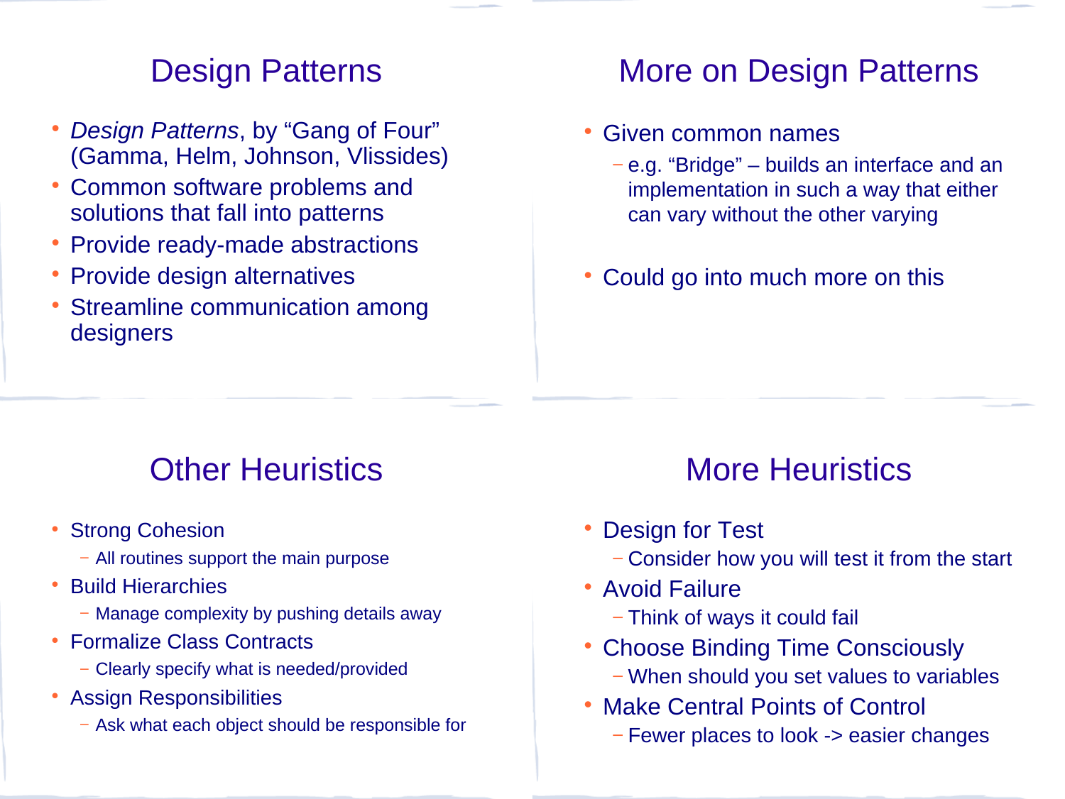## Design Patterns

- *Design Patterns*, by "Gang of Four" (Gamma, Helm, Johnson, Vlissides)
- Common software problems and solutions that fall into patterns
- Provide ready-made abstractions
- Provide design alternatives
- Streamline communication among designers

## More on Design Patterns

- Given common names
  - e.g. "Bridge" – builds an interface and an implementation in such a way that either can vary without the other varying
- Could go into much more on this

## Other Heuristics

- Strong Cohesion
  - All routines support the main purpose
- Build Hierarchies
  - Manage complexity by pushing details away
- Formalize Class Contracts
  - Clearly specify what is needed/provided
- Assign Responsibilities
  - Ask what each object should be responsible for

## More Heuristics

- Design for Test
  - Consider how you will test it from the start
- Avoid Failure
  - Think of ways it could fail
- Choose Binding Time Consciously
  - When should you set values to variables
- Make Central Points of Control
  - Fewer places to look -> easier changes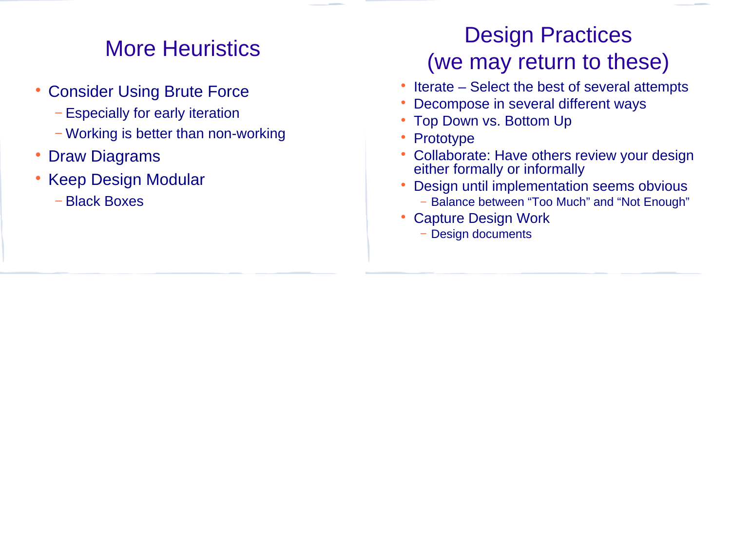## More Heuristics

- Consider Using Brute Force
  - Especially for early iteration
  - Working is better than non-working
- Draw Diagrams
- Keep Design Modular
  - Black Boxes

## Design Practices (we may return to these)

- Iterate – Select the best of several attempts
- Decompose in several different ways
- Top Down vs. Bottom Up
- Prototype
- Collaborate: Have others review your design either formally or informally
- Design until implementation seems obvious
  - Balance between “Too Much” and “Not Enough”
- Capture Design Work
  - Design documents